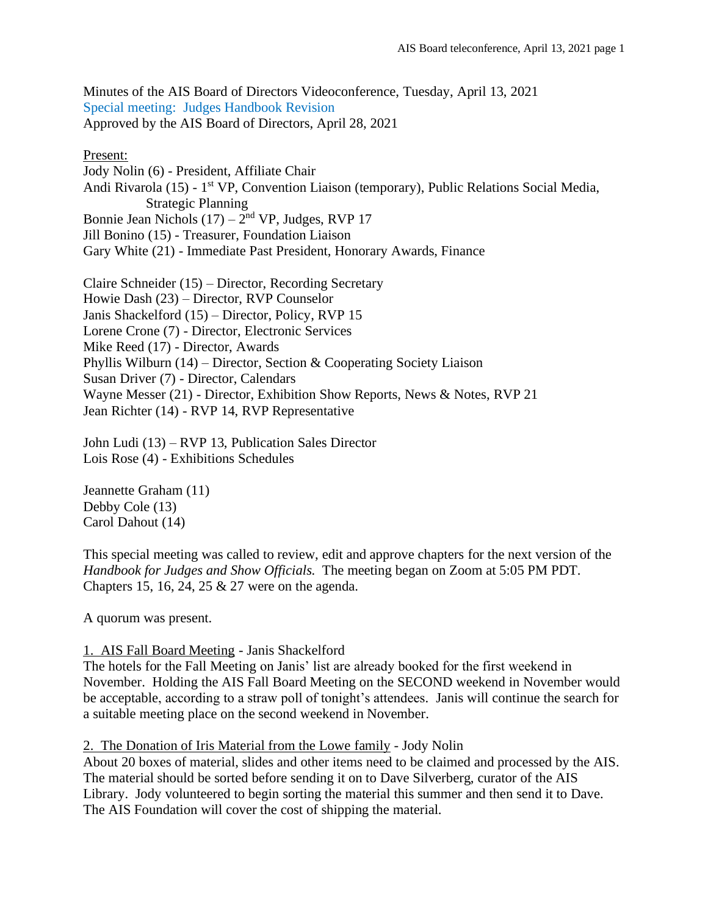Minutes of the AIS Board of Directors Videoconference, Tuesday, April 13, 2021
Special meeting: Judges Handbook Revision
Approved by the AIS Board of Directors, April 28, 2021

Present:
Jody Nolin (6) - President, Affiliate Chair
Andi Rivarola (15) - 1st VP, Convention Liaison (temporary), Public Relations Social Media, Strategic Planning
Bonnie Jean Nichols (17) – 2nd VP, Judges, RVP 17
Jill Bonino (15) - Treasurer, Foundation Liaison
Gary White (21) - Immediate Past President, Honorary Awards, Finance

Claire Schneider (15) – Director, Recording Secretary
Howie Dash (23) – Director, RVP Counselor
Janis Shackelford (15) – Director, Policy, RVP 15
Lorene Crone (7) - Director, Electronic Services
Mike Reed (17) - Director, Awards
Phyllis Wilburn (14) – Director, Section & Cooperating Society Liaison
Susan Driver (7) - Director, Calendars
Wayne Messer (21) - Director, Exhibition Show Reports, News & Notes, RVP 21
Jean Richter (14) - RVP 14, RVP Representative

John Ludi (13) – RVP 13, Publication Sales Director
Lois Rose (4) - Exhibitions Schedules

Jeannette Graham (11)
Debby Cole (13)
Carol Dahout (14)

This special meeting was called to review, edit and approve chapters for the next version of the *Handbook for Judges and Show Officials.* The meeting began on Zoom at 5:05 PM PDT. Chapters 15, 16, 24, 25 & 27 were on the agenda.

A quorum was present.

1. AIS Fall Board Meeting - Janis Shackelford
The hotels for the Fall Meeting on Janis' list are already booked for the first weekend in November. Holding the AIS Fall Board Meeting on the SECOND weekend in November would be acceptable, according to a straw poll of tonight's attendees. Janis will continue the search for a suitable meeting place on the second weekend in November.

2. The Donation of Iris Material from the Lowe family - Jody Nolin
About 20 boxes of material, slides and other items need to be claimed and processed by the AIS. The material should be sorted before sending it on to Dave Silverberg, curator of the AIS Library. Jody volunteered to begin sorting the material this summer and then send it to Dave. The AIS Foundation will cover the cost of shipping the material.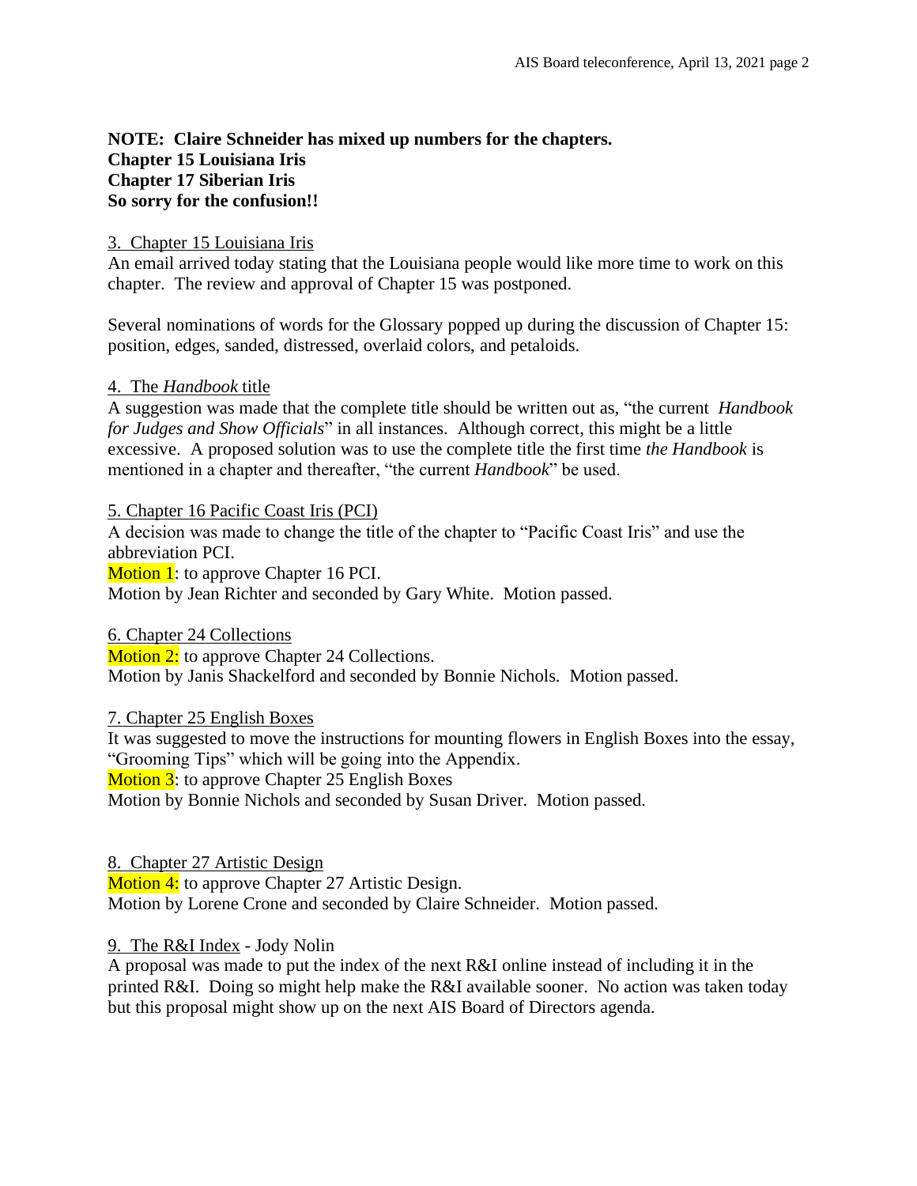**NOTE: Claire Schneider has mixed up numbers for the chapters.**
**Chapter 15 Louisiana Iris**
**Chapter 17 Siberian Iris**
**So sorry for the confusion!!**

3. Chapter 15 Louisiana Iris

An email arrived today stating that the Louisiana people would like more time to work on this chapter. The review and approval of Chapter 15 was postponed.

Several nominations of words for the Glossary popped up during the discussion of Chapter 15: position, edges, sanded, distressed, overlaid colors, and petaloids.

4. The *Handbook* title

A suggestion was made that the complete title should be written out as, "the current *Handbook for Judges and Show Officials*" in all instances. Although correct, this might be a little excessive. A proposed solution was to use the complete title the first time *the Handbook* is mentioned in a chapter and thereafter, "the current *Handbook*" be used.

5. Chapter 16 Pacific Coast Iris (PCI)

A decision was made to change the title of the chapter to "Pacific Coast Iris" and use the abbreviation PCI.

Motion 1: to approve Chapter 16 PCI.

Motion by Jean Richter and seconded by Gary White. Motion passed.

6. Chapter 24 Collections

Motion 2: to approve Chapter 24 Collections.

Motion by Janis Shackelford and seconded by Bonnie Nichols. Motion passed.

7. Chapter 25 English Boxes

It was suggested to move the instructions for mounting flowers in English Boxes into the essay, "Grooming Tips" which will be going into the Appendix.

Motion 3: to approve Chapter 25 English Boxes

Motion by Bonnie Nichols and seconded by Susan Driver. Motion passed.

8. Chapter 27 Artistic Design

Motion 4: to approve Chapter 27 Artistic Design.

Motion by Lorene Crone and seconded by Claire Schneider. Motion passed.

9. The R&I Index - Jody Nolin

A proposal was made to put the index of the next R&I online instead of including it in the printed R&I. Doing so might help make the R&I available sooner. No action was taken today but this proposal might show up on the next AIS Board of Directors agenda.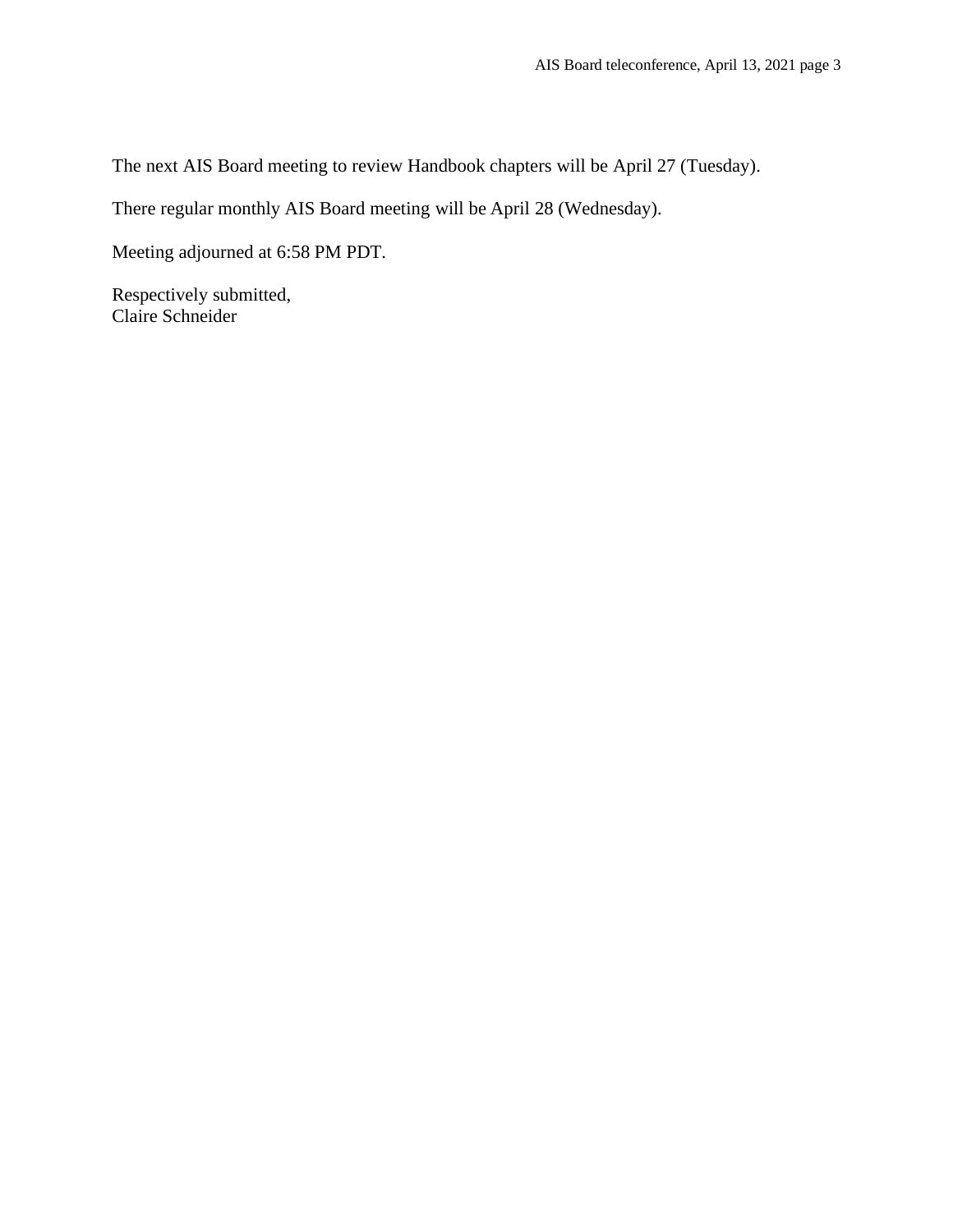The next AIS Board meeting to review Handbook chapters will be April 27 (Tuesday).

There regular monthly AIS Board meeting will be April 28 (Wednesday).

Meeting adjourned at 6:58 PM PDT.

Respectively submitted,  
Claire Schneider